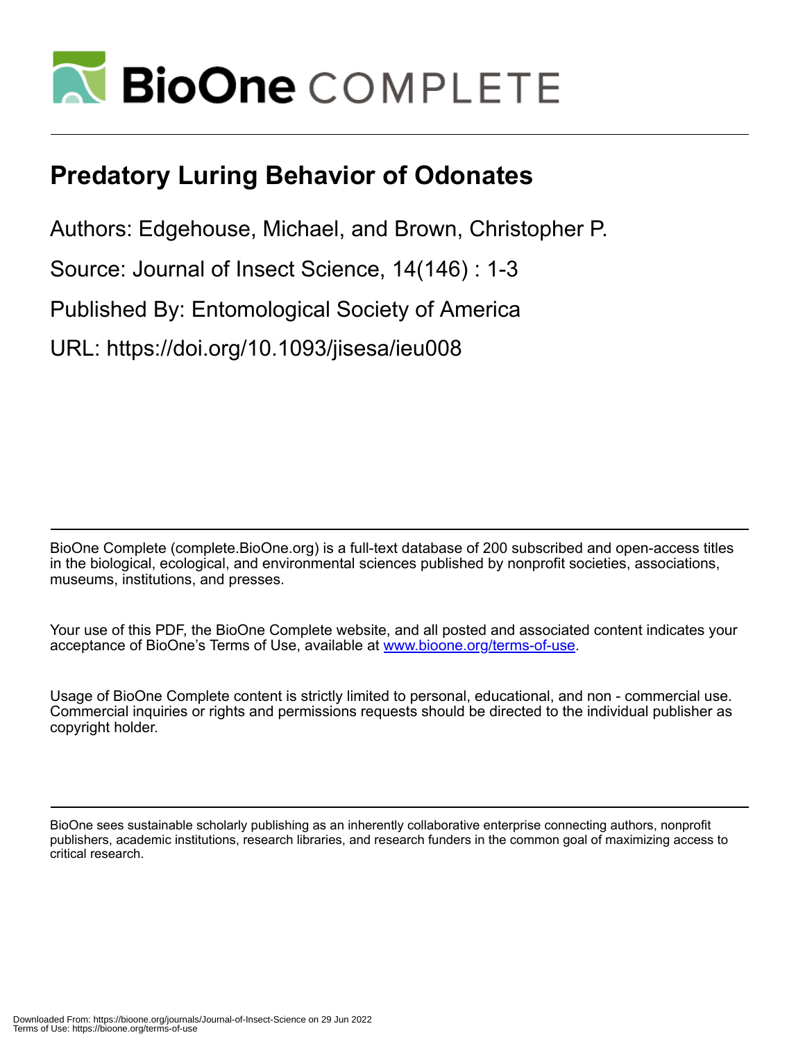# Predatory Luring Behavior of Odonates

Authors: Edgehouse, Michael, and Brown, Christopher P.

Source: Journal of Insect Science, 14(146) : 1-3

Published By: Entomological Society of America

URL: https://doi.org/10.1093/jisesa/ieu008

BioOne Complete (complete.BioOne.org) is a full-text database of 200 subscribed and open-access titles in the biological, ecological, and environmental sciences published by nonprofit societies, associations, museums, institutions, and presses.

Your use of this PDF, the BioOne Complete website, and all posted and associated content indicates your acceptance of BioOne's Terms of Use, available at www.bioone.org/terms-of-use.

Usage of BioOne Complete content is strictly limited to personal, educational, and non - commercial use. Commercial inquiries or rights and permissions requests should be directed to the individual publisher as copyright holder.

BioOne sees sustainable scholarly publishing as an inherently collaborative enterprise connecting authors, nonprofit publishers, academic institutions, research libraries, and research funders in the common goal of maximizing access to critical research.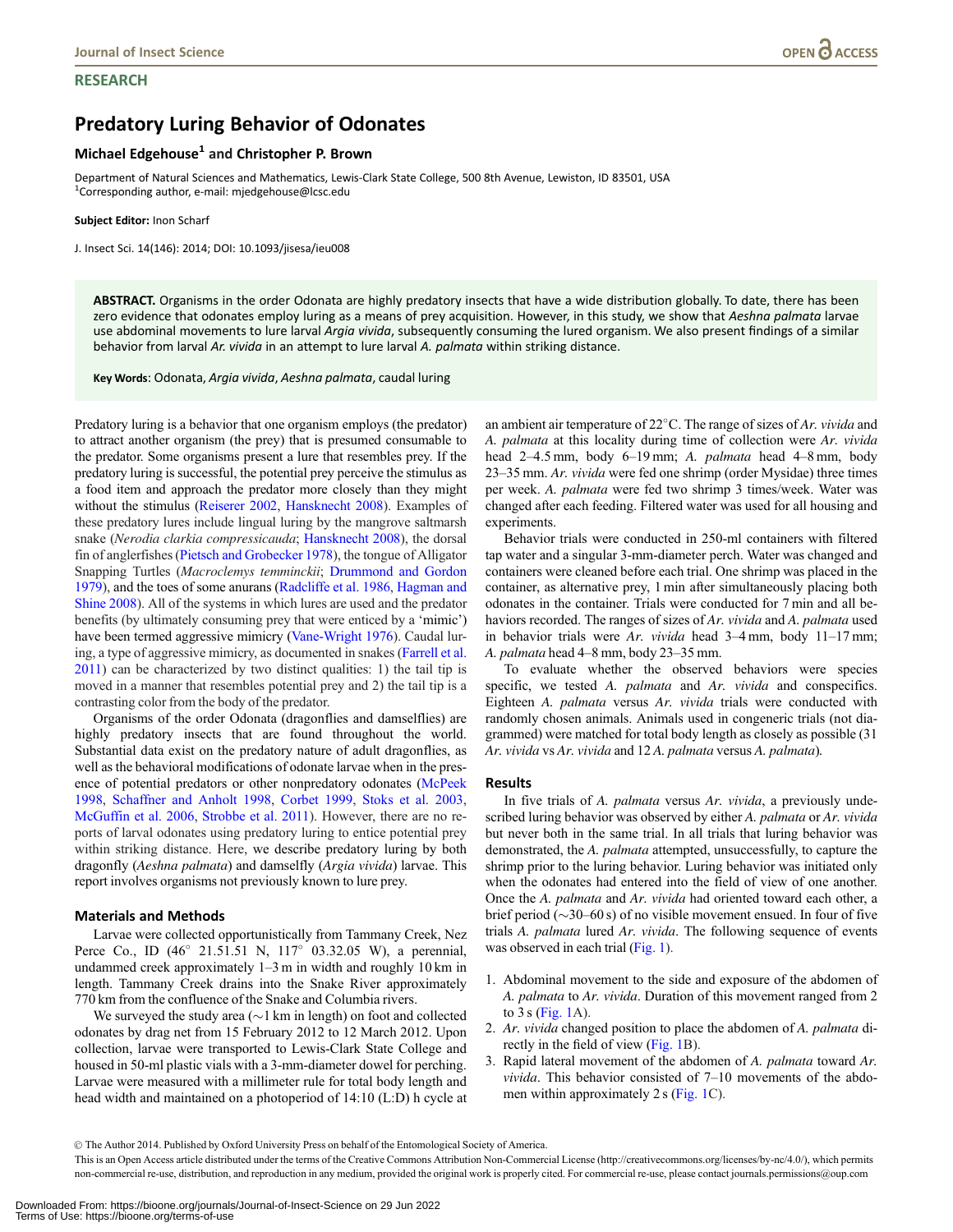Journal of Insect Science

RESEARCH

# Predatory Luring Behavior of Odonates

**Michael Edgehouse[1] and Christopher P. Brown**

Department of Natural Sciences and Mathematics, Lewis-Clark State College, 500 8th Avenue, Lewiston, ID 83501, USA
[1]Corresponding author, e-mail: mjedgehouse@lcsc.edu

**Subject Editor:** Inon Scharf

J. Insect Sci. 14(146): 2014; DOI: 10.1093/jisesa/ieu008

**ABSTRACT.** Organisms in the order Odonata are highly predatory insects that have a wide distribution globally. To date, there has been zero evidence that odonates employ luring as a means of prey acquisition. However, in this study, we show that *Aeshna palmata* larvae use abdominal movements to lure larval *Argia vivida*, subsequently consuming the lured organism. We also present findings of a similar behavior from larval *Ar. vivida* in an attempt to lure larval *A. palmata* within striking distance.

**Key Words**: Odonata, *Argia vivida*, *Aeshna palmata*, caudal luring

Predatory luring is a behavior that one organism employs (the predator) to attract another organism (the prey) that is presumed consumable to the predator. Some organisms present a lure that resembles prey. If the predatory luring is successful, the potential prey perceive the stimulus as a food item and approach the predator more closely than they might without the stimulus (Reiserer 2002, Hansknecht 2008). Examples of these predatory lures include lingual luring by the mangrove saltmarsh snake (*Nerodia clarkia compressicauda*; Hansknecht 2008), the dorsal fin of anglerfishes (Pietsch and Grobecker 1978), the tongue of Alligator Snapping Turtles (*Macroclemys temminckii*; Drummond and Gordon 1979), and the toes of some anurans (Radcliffe et al. 1986, Hagman and Shine 2008). All of the systems in which lures are used and the predator benefits (by ultimately consuming prey that were enticed by a 'mimic') have been termed aggressive mimicry (Vane-Wright 1976). Caudal luring, a type of aggressive mimicry, as documented in snakes (Farrell et al. 2011) can be characterized by two distinct qualities: 1) the tail tip is moved in a manner that resembles potential prey and 2) the tail tip is a contrasting color from the body of the predator.

Organisms of the order Odonata (dragonflies and damselflies) are highly predatory insects that are found throughout the world. Substantial data exist on the predatory nature of adult dragonflies, as well as the behavioral modifications of odonate larvae when in the presence of potential predators or other nonpredatory odonates (McPeek 1998, Schaffner and Anholt 1998, Corbet 1999, Stoks et al. 2003, McGuffin et al. 2006, Strobbe et al. 2011). However, there are no reports of larval odonates using predatory luring to entice potential prey within striking distance. Here, we describe predatory luring by both dragonfly (*Aeshna palmata*) and damselfly (*Argia vivida*) larvae. This report involves organisms not previously known to lure prey.

## Materials and Methods

Larvae were collected opportunistically from Tammany Creek, Nez Perce Co., ID (46° 21.51.51 N, 117° 03.32.05 W), a perennial, undammed creek approximately 1–3 m in width and roughly 10 km in length. Tammany Creek drains into the Snake River approximately 770 km from the confluence of the Snake and Columbia rivers.

We surveyed the study area (~1 km in length) on foot and collected odonates by drag net from 15 February 2012 to 12 March 2012. Upon collection, larvae were transported to Lewis-Clark State College and housed in 50-ml plastic vials with a 3-mm-diameter dowel for perching. Larvae were measured with a millimeter rule for total body length and head width and maintained on a photoperiod of 14:10 (L:D) h cycle at an ambient air temperature of 22°C. The range of sizes of *Ar. vivida* and *A. palmata* at this locality during time of collection were *Ar. vivida* head 2–4.5 mm, body 6–19 mm; *A. palmata* head 4–8 mm, body 23–35 mm. *Ar. vivida* were fed one shrimp (order Mysidae) three times per week. *A. palmata* were fed two shrimp 3 times/week. Water was changed after each feeding. Filtered water was used for all housing and experiments.

Behavior trials were conducted in 250-ml containers with filtered tap water and a singular 3-mm-diameter perch. Water was changed and containers were cleaned before each trial. One shrimp was placed in the container, as alternative prey, 1 min after simultaneously placing both odonates in the container. Trials were conducted for 7 min and all behaviors recorded. The ranges of sizes of *Ar. vivida* and *A. palmata* used in behavior trials were *Ar. vivida* head 3–4 mm, body 11–17 mm; *A. palmata* head 4–8 mm, body 23–35 mm.

To evaluate whether the observed behaviors were species specific, we tested *A. palmata* and *Ar. vivida* and conspecifics. Eighteen *A. palmata* versus *Ar. vivida* trials were conducted with randomly chosen animals. Animals used in congeneric trials (not diagrammed) were matched for total body length as closely as possible (31 *Ar. vivida* vs *Ar. vivida* and 12 *A. palmata* versus *A. palmata*).

## Results

In five trials of *A. palmata* versus *Ar. vivida*, a previously undescribed luring behavior was observed by either *A. palmata* or *Ar. vivida* but never both in the same trial. In all trials that luring behavior was demonstrated, the *A. palmata* attempted, unsuccessfully, to capture the shrimp prior to the luring behavior. Luring behavior was initiated only when the odonates had entered into the field of view of one another. Once the *A. palmata* and *Ar. vivida* had oriented toward each other, a brief period (~30–60 s) of no visible movement ensued. In four of five trials *A. palmata* lured *Ar. vivida*. The following sequence of events was observed in each trial (Fig. 1).

1. Abdominal movement to the side and exposure of the abdomen of *A. palmata* to *Ar. vivida*. Duration of this movement ranged from 2 to 3 s (Fig. 1A).
2. *Ar. vivida* changed position to place the abdomen of *A. palmata* directly in the field of view (Fig. 1B).
3. Rapid lateral movement of the abdomen of *A. palmata* toward *Ar. vivida*. This behavior consisted of 7–10 movements of the abdomen within approximately 2 s (Fig. 1C).

© The Author 2014. Published by Oxford University Press on behalf of the Entomological Society of America.
This is an Open Access article distributed under the terms of the Creative Commons Attribution Non-Commercial License (http://creativecommons.org/licenses/by-nc/4.0/), which permits non-commercial re-use, distribution, and reproduction in any medium, provided the original work is properly cited. For commercial re-use, please contact journals.permissions@oup.com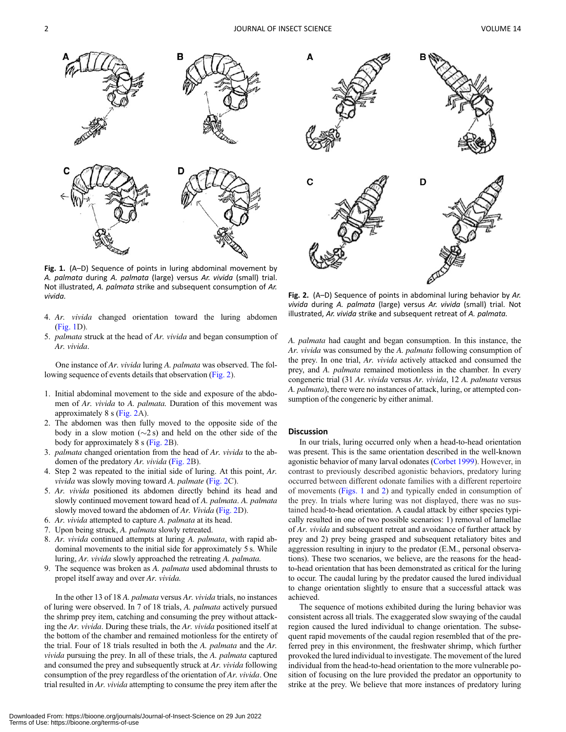Fig. 1. (A–D) Sequence of points in luring abdominal movement by *A. palmata* during *A. palmata* (large) versus *Ar. vivida* (small) trial. Not illustrated, *A. palmata* strike and subsequent consumption of *Ar. vivida.*

4. *Ar. vivida* changed orientation toward the luring abdomen (Fig. 1D).
5. *palmata* struck at the head of *Ar. vivida* and began consumption of *Ar. vivida*.

One instance of *Ar. vivida* luring *A. palmata* was observed. The following sequence of events details that observation (Fig. 2).

1. Initial abdominal movement to the side and exposure of the abdomen of *Ar. vivida* to *A. palmata.* Duration of this movement was approximately 8 s (Fig. 2A).
2. The abdomen was then fully moved to the opposite side of the body in a slow motion (~2 s) and held on the other side of the body for approximately 8 s (Fig. 2B).
3. *palmata* changed orientation from the head of *Ar. vivida* to the abdomen of the predatory *Ar. vivida* (Fig. 2B).
4. Step 2 was repeated to the initial side of luring. At this point, *Ar. vivida* was slowly moving toward *A. palmate* (Fig. 2C).
5. *Ar. vivida* positioned its abdomen directly behind its head and slowly continued movement toward head of *A. palmata*. *A. palmata* slowly moved toward the abdomen of *Ar. Vivida* (Fig. 2D).
6. *Ar. vivida* attempted to capture *A. palmata* at its head.
7. Upon being struck, *A. palmata* slowly retreated.
8. *Ar. vivida* continued attempts at luring *A. palmata*, with rapid abdominal movements to the initial side for approximately 5 s. While luring, *Ar. vivida* slowly approached the retreating *A. palmata.*
9. The sequence was broken as *A. palmata* used abdominal thrusts to propel itself away and over *Ar. vivida.*

In the other 13 of 18 *A. palmata* versus *Ar. vivida* trials, no instances of luring were observed. In 7 of 18 trials, *A. palmata* actively pursued the shrimp prey item, catching and consuming the prey without attacking the *Ar. vivida*. During these trials, the *Ar. vivida* positioned itself at the bottom of the chamber and remained motionless for the entirety of the trial. Four of 18 trials resulted in both the *A. palmata* and the *Ar. vivida* pursuing the prey. In all of these trials, the *A. palmata* captured and consumed the prey and subsequently struck at *Ar. vivida* following consumption of the prey regardless of the orientation of *Ar. vivida*. One trial resulted in *Ar. vivida* attempting to consume the prey item after the *A. palmata* had caught and began consumption. In this instance, the *Ar. vivida* was consumed by the *A. palmata* following consumption of the prey. In one trial, *Ar. vivida* actively attacked and consumed the prey, and *A. palmata* remained motionless in the chamber. In every congeneric trial (31 *Ar. vivida* versus *Ar. vivida*, 12 *A. palmata* versus *A. palmata*), there were no instances of attack, luring, or attempted consumption of the congeneric by either animal.

Fig. 2. (A–D) Sequence of points in abdominal luring behavior by *Ar. vivida* during *A. palmata* (large) versus *Ar. vivida* (small) trial. Not illustrated, *Ar. vivida* strike and subsequent retreat of *A. palmata.*

## Discussion

In our trials, luring occurred only when a head-to-head orientation was present. This is the same orientation described in the well-known agonistic behavior of many larval odonates (Corbet 1999). However, in contrast to previously described agonistic behaviors, predatory luring occurred between different odonate families with a different repertoire of movements (Figs. 1 and 2) and typically ended in consumption of the prey. In trials where luring was not displayed, there was no sustained head-to-head orientation. A caudal attack by either species typically resulted in one of two possible scenarios: 1) removal of lamellae of *Ar. vivida* and subsequent retreat and avoidance of further attack by prey and 2) prey being grasped and subsequent retaliatory bites and aggression resulting in injury to the predator (E.M., personal observations). These two scenarios, we believe, are the reasons for the head-to-head orientation that has been demonstrated as critical for the luring to occur. The caudal luring by the predator caused the lured individual to change orientation slightly to ensure that a successful attack was achieved.

The sequence of motions exhibited during the luring behavior was consistent across all trials. The exaggerated slow swaying of the caudal region caused the lured individual to change orientation. The subsequent rapid movements of the caudal region resembled that of the preferred prey in this environment, the freshwater shrimp, which further provoked the lured individual to investigate. The movement of the lured individual from the head-to-head orientation to the more vulnerable position of focusing on the lure provided the predator an opportunity to strike at the prey. We believe that more instances of predatory luring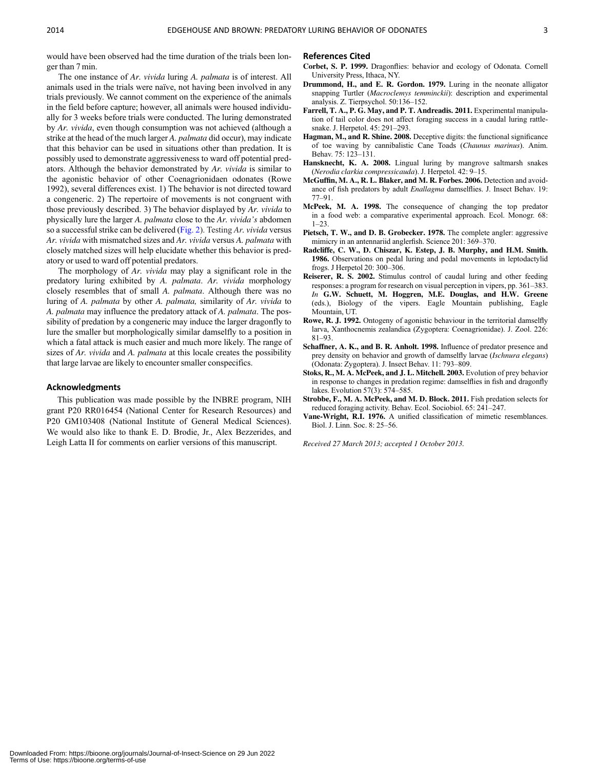would have been observed had the time duration of the trials been longer than 7 min.

The one instance of *Ar. vivida* luring *A. palmata* is of interest. All animals used in the trials were naïve, not having been involved in any trials previously. We cannot comment on the experience of the animals in the field before capture; however, all animals were housed individually for 3 weeks before trials were conducted. The luring demonstrated by *Ar. vivida*, even though consumption was not achieved (although a strike at the head of the much larger *A. palmata* did occur), may indicate that this behavior can be used in situations other than predation. It is possibly used to demonstrate aggressiveness to ward off potential predators. Although the behavior demonstrated by *Ar. vivida* is similar to the agonistic behavior of other Coenagrionidaen odonates (Rowe 1992), several differences exist. 1) The behavior is not directed toward a congeneric. 2) The repertoire of movements is not congruent with those previously described. 3) The behavior displayed by *Ar. vivida* to physically lure the larger *A. palmata* close to the *Ar. vivida's* abdomen so a successful strike can be delivered (Fig. 2). Testing *Ar. vivida* versus *Ar. vivida* with mismatched sizes and *Ar. vivida* versus *A. palmata* with closely matched sizes will help elucidate whether this behavior is predatory or used to ward off potential predators.

The morphology of *Ar. vivida* may play a significant role in the predatory luring exhibited by *A. palmata*. *Ar. vivida* morphology closely resembles that of small *A. palmata*. Although there was no luring of *A. palmata* by other *A. palmata,* similarity of *Ar. vivida* to *A. palmata* may influence the predatory attack of *A. palmata*. The possibility of predation by a congeneric may induce the larger dragonfly to lure the smaller but morphologically similar damselfly to a position in which a fatal attack is much easier and much more likely. The range of sizes of *Ar. vivida* and *A. palmata* at this locale creates the possibility that large larvae are likely to encounter smaller conspecifics.

## Acknowledgments

This publication was made possible by the INBRE program, NIH grant P20 RR016454 (National Center for Research Resources) and P20 GM103408 (National Institute of General Medical Sciences). We would also like to thank E. D. Brodie, Jr., Alex Bezzerides, and Leigh Latta II for comments on earlier versions of this manuscript.

## References Cited

**Corbet, S. P. 1999.** Dragonflies: behavior and ecology of Odonata. Cornell University Press, Ithaca, NY.

**Drummond, H., and E. R. Gordon. 1979.** Luring in the neonate alligator snapping Turtler (*Macroclemys temminckii*): description and experimental analysis. Z. Tierpsychol. 50:136–152.

**Farrell, T. A., P. G. May, and P. T. Andreadis. 2011.** Experimental manipulation of tail color does not affect foraging success in a caudal luring rattlesnake. J. Herpetol. 45: 291–293.

**Hagman, M., and R. Shine. 2008.** Deceptive digits: the functional significance of toe waving by cannibalistic Cane Toads (*Chaunus marinus*). Anim. Behav. 75: 123–131.

**Hansknecht, K. A. 2008.** Lingual luring by mangrove saltmarsh snakes (*Nerodia clarkia compressicauda*). J. Herpetol. 42: 9–15.

**McGuffin, M. A., R. L. Blaker, and M. R. Forbes. 2006.** Detection and avoidance of fish predators by adult *Enallagma* damselflies. J. Insect Behav. 19: 77–91.

**McPeek, M. A. 1998.** The consequence of changing the top predator in a food web: a comparative experimental approach. Ecol. Monogr. 68: 1–23.

**Pietsch, T. W., and D. B. Grobecker. 1978.** The complete angler: aggressive mimicry in an antennariid anglerfish. Science 201: 369–370.

**Radcliffe, C. W., D. Chiszar, K. Estep, J. B. Murphy, and H.M. Smith. 1986.** Observations on pedal luring and pedal movements in leptodactylid frogs. J Herpetol 20: 300–306.

**Reiserer, R. S. 2002.** Stimulus control of caudal luring and other feeding responses: a program for research on visual perception in vipers, pp. 361–383. *In* **G.W. Schuett, M. Hoggren, M.E. Douglas, and H.W. Greene** (eds.), Biology of the vipers. Eagle Mountain publishing, Eagle Mountain, UT.

**Rowe, R. J. 1992.** Ontogeny of agonistic behaviour in the territorial damselfly larva, Xanthocnemis zealandica (Zygoptera: Coenagrionidae). J. Zool. 226: 81–93.

**Schaffner, A. K., and B. R. Anholt. 1998.** Influence of predator presence and prey density on behavior and growth of damselfly larvae (*Ischnura elegans*) (Odonata: Zygoptera). J. Insect Behav. 11: 793–809.

**Stoks, R., M. A. McPeek, and J. L. Mitchell. 2003.** Evolution of prey behavior in response to changes in predation regime: damselflies in fish and dragonfly lakes. Evolution 57(3): 574–585.

**Strobbe, F., M. A. McPeek, and M. D. Block. 2011.** Fish predation selects for reduced foraging activity. Behav. Ecol. Sociobiol. 65: 241–247.

**Vane-Wright, R.I. 1976.** A unified classification of mimetic resemblances. Biol. J. Linn. Soc. 8: 25–56.

*Received 27 March 2013; accepted 1 October 2013.*